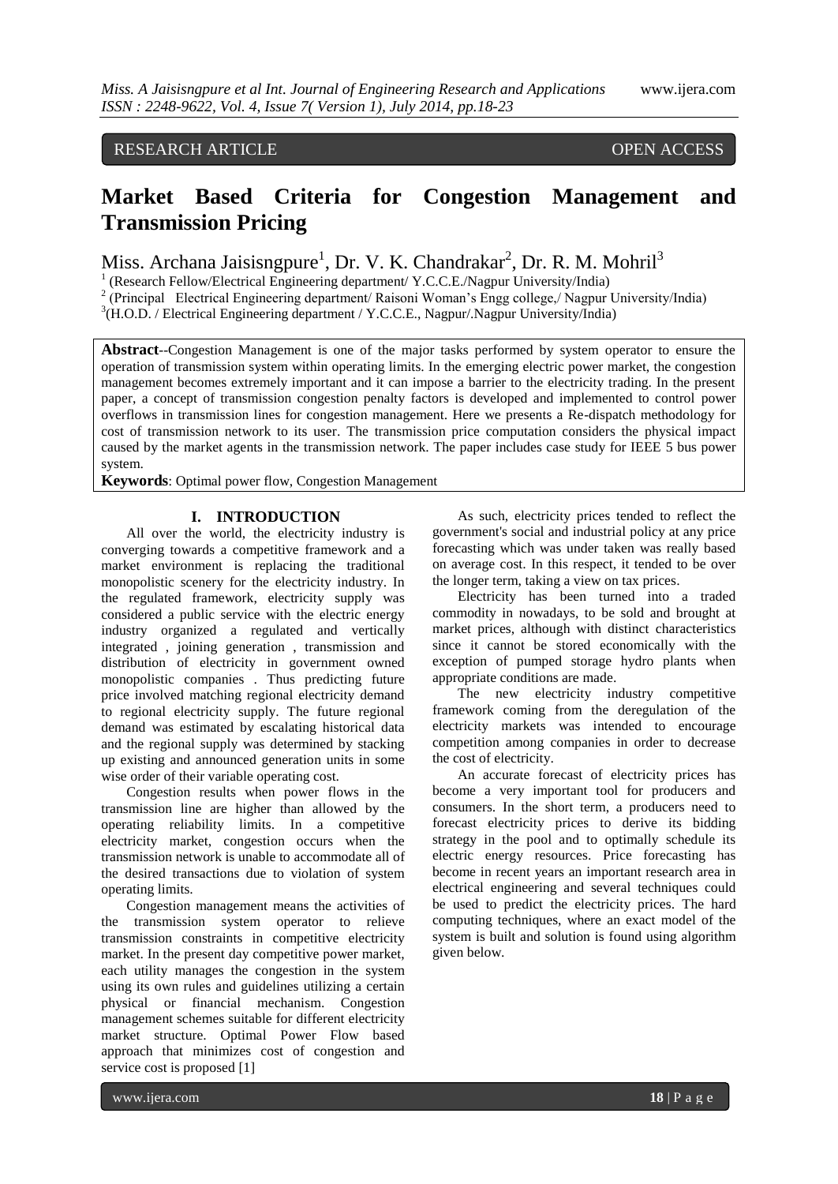RESEARCH ARTICLE OPEN ACCESS

# Market Based Criteria for Congestion Management and Transmission Pricing

Miss. Archana Jaisisngpure[1], Dr. V. K. Chandrakar[2], Dr. R. M. Mohril[3]

[1] (Research Fellow/Electrical Engineering department/ Y.C.C.E./Nagpur University/India)
[2] (Principal Electrical Engineering department/ Raisoni Woman's Engg college,/ Nagpur University/India)
[3](H.O.D. / Electrical Engineering department / Y.C.C.E., Nagpur/.Nagpur University/India)

**Abstract**--Congestion Management is one of the major tasks performed by system operator to ensure the operation of transmission system within operating limits. In the emerging electric power market, the congestion management becomes extremely important and it can impose a barrier to the electricity trading. In the present paper, a concept of transmission congestion penalty factors is developed and implemented to control power overflows in transmission lines for congestion management. Here we presents a Re-dispatch methodology for cost of transmission network to its user. The transmission price computation considers the physical impact caused by the market agents in the transmission network. The paper includes case study for IEEE 5 bus power system.

**Keywords**: Optimal power flow, Congestion Management

## I. INTRODUCTION

All over the world, the electricity industry is converging towards a competitive framework and a market environment is replacing the traditional monopolistic scenery for the electricity industry. In the regulated framework, electricity supply was considered a public service with the electric energy industry organized a regulated and vertically integrated , joining generation , transmission and distribution of electricity in government owned monopolistic companies . Thus predicting future price involved matching regional electricity demand to regional electricity supply. The future regional demand was estimated by escalating historical data and the regional supply was determined by stacking up existing and announced generation units in some wise order of their variable operating cost.

Congestion results when power flows in the transmission line are higher than allowed by the operating reliability limits. In a competitive electricity market, congestion occurs when the transmission network is unable to accommodate all of the desired transactions due to violation of system operating limits.

Congestion management means the activities of the transmission system operator to relieve transmission constraints in competitive electricity market. In the present day competitive power market, each utility manages the congestion in the system using its own rules and guidelines utilizing a certain physical or financial mechanism. Congestion management schemes suitable for different electricity market structure. Optimal Power Flow based approach that minimizes cost of congestion and service cost is proposed [1]

As such, electricity prices tended to reflect the government's social and industrial policy at any price forecasting which was under taken was really based on average cost. In this respect, it tended to be over the longer term, taking a view on tax prices.

Electricity has been turned into a traded commodity in nowadays, to be sold and brought at market prices, although with distinct characteristics since it cannot be stored economically with the exception of pumped storage hydro plants when appropriate conditions are made.

The new electricity industry competitive framework coming from the deregulation of the electricity markets was intended to encourage competition among companies in order to decrease the cost of electricity.

An accurate forecast of electricity prices has become a very important tool for producers and consumers. In the short term, a producers need to forecast electricity prices to derive its bidding strategy in the pool and to optimally schedule its electric energy resources. Price forecasting has become in recent years an important research area in electrical engineering and several techniques could be used to predict the electricity prices. The hard computing techniques, where an exact model of the system is built and solution is found using algorithm given below.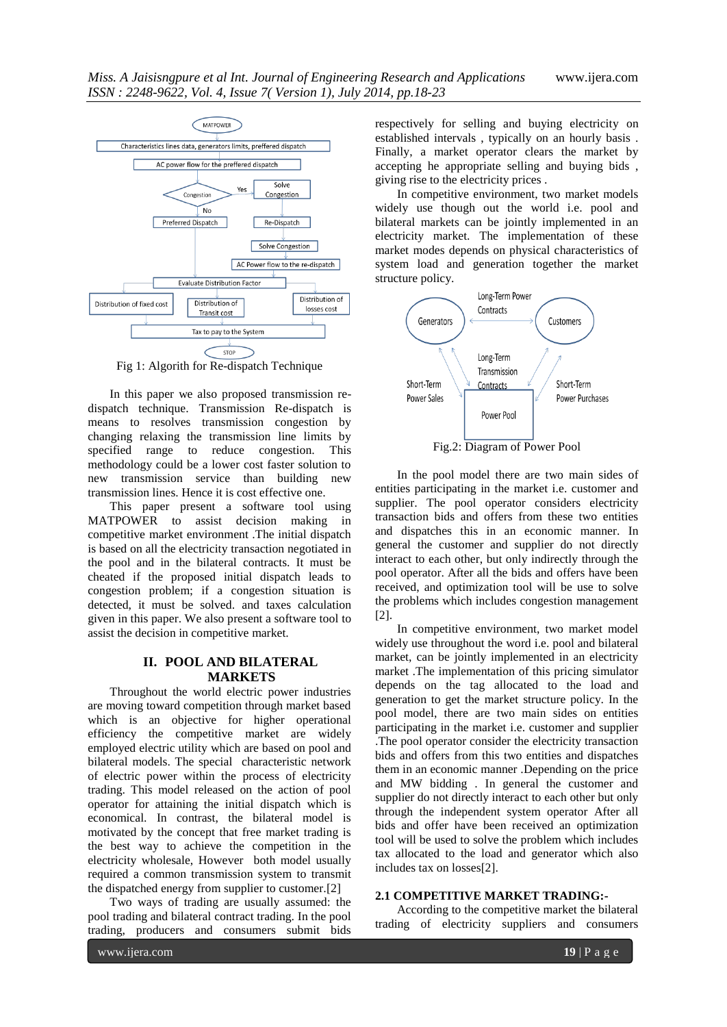Fig 1: Algorith for Re-dispatch Technique

In this paper we also proposed transmission re-dispatch technique. Transmission Re-dispatch is means to resolves transmission congestion by changing relaxing the transmission line limits by specified range to reduce congestion. This methodology could be a lower cost faster solution to new transmission service than building new transmission lines. Hence it is cost effective one.

This paper present a software tool using MATPOWER to assist decision making in competitive market environment .The initial dispatch is based on all the electricity transaction negotiated in the pool and in the bilateral contracts. It must be cheated if the proposed initial dispatch leads to congestion problem; if a congestion situation is detected, it must be solved. and taxes calculation given in this paper. We also present a software tool to assist the decision in competitive market.

## II. POOL AND BILATERAL MARKETS

Throughout the world electric power industries are moving toward competition through market based which is an objective for higher operational efficiency the competitive market are widely employed electric utility which are based on pool and bilateral models. The special characteristic network of electric power within the process of electricity trading. This model released on the action of pool operator for attaining the initial dispatch which is economical. In contrast, the bilateral model is motivated by the concept that free market trading is the best way to achieve the competition in the electricity wholesale, However both model usually required a common transmission system to transmit the dispatched energy from supplier to customer.[2]

Two ways of trading are usually assumed: the pool trading and bilateral contract trading. In the pool trading, producers and consumers submit bids respectively for selling and buying electricity on established intervals , typically on an hourly basis . Finally, a market operator clears the market by accepting he appropriate selling and buying bids , giving rise to the electricity prices .

In competitive environment, two market models widely use though out the world i.e. pool and bilateral markets can be jointly implemented in an electricity market. The implementation of these market modes depends on physical characteristics of system load and generation together the market structure policy.

Fig.2: Diagram of Power Pool

In the pool model there are two main sides of entities participating in the market i.e. customer and supplier. The pool operator considers electricity transaction bids and offers from these two entities and dispatches this in an economic manner. In general the customer and supplier do not directly interact to each other, but only indirectly through the pool operator. After all the bids and offers have been received, and optimization tool will be use to solve the problems which includes congestion management [2].

In competitive environment, two market model widely use throughout the word i.e. pool and bilateral market, can be jointly implemented in an electricity market .The implementation of this pricing simulator depends on the tag allocated to the load and generation to get the market structure policy. In the pool model, there are two main sides on entities participating in the market i.e. customer and supplier .The pool operator consider the electricity transaction bids and offers from this two entities and dispatches them in an economic manner .Depending on the price and MW bidding . In general the customer and supplier do not directly interact to each other but only through the independent system operator After all bids and offer have been received an optimization tool will be used to solve the problem which includes tax allocated to the load and generator which also includes tax on losses[2].

### 2.1 COMPETITIVE MARKET TRADING:-

According to the competitive market the bilateral trading of electricity suppliers and consumers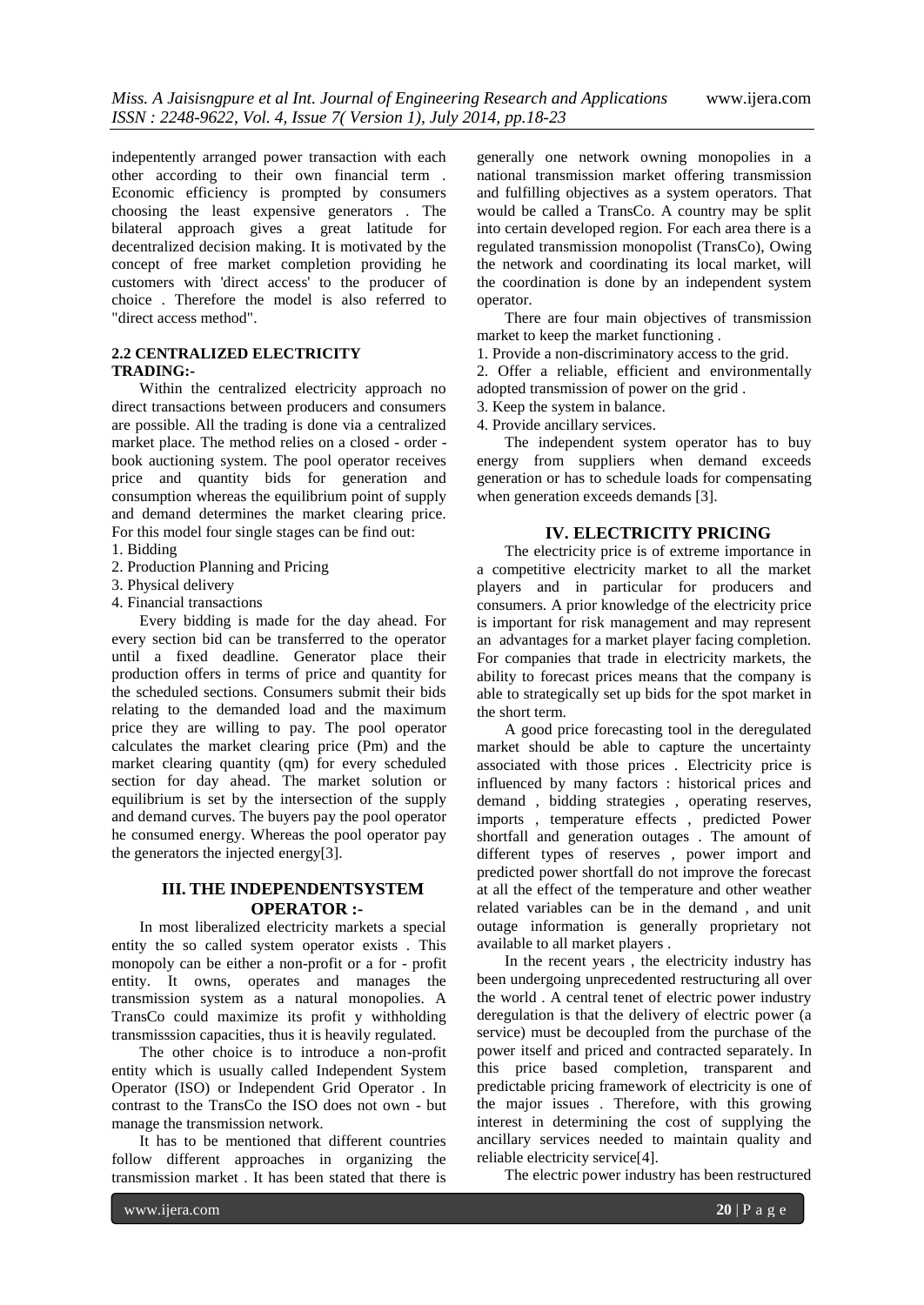indepentently arranged power transaction with each other according to their own financial term . Economic efficiency is prompted by consumers choosing the least expensive generators . The bilateral approach gives a great latitude for decentralized decision making. It is motivated by the concept of free market completion providing he customers with 'direct access' to the producer of choice . Therefore the model is also referred to "direct access method".

### 2.2 CENTRALIZED ELECTRICITY TRADING:-

Within the centralized electricity approach no direct transactions between producers and consumers are possible. All the trading is done via a centralized market place. The method relies on a closed - order - book auctioning system. The pool operator receives price and quantity bids for generation and consumption whereas the equilibrium point of supply and demand determines the market clearing price. For this model four single stages can be find out:

1. Bidding
2. Production Planning and Pricing
3. Physical delivery
4. Financial transactions

Every bidding is made for the day ahead. For every section bid can be transferred to the operator until a fixed deadline. Generator place their production offers in terms of price and quantity for the scheduled sections. Consumers submit their bids relating to the demanded load and the maximum price they are willing to pay. The pool operator calculates the market clearing price (Pm) and the market clearing quantity (qm) for every scheduled section for day ahead. The market solution or equilibrium is set by the intersection of the supply and demand curves. The buyers pay the pool operator he consumed energy. Whereas the pool operator pay the generators the injected energy[3].

## III. THE INDEPENDENTSYSTEM OPERATOR :-

In most liberalized electricity markets a special entity the so called system operator exists . This monopoly can be either a non-profit or a for - profit entity. It owns, operates and manages the transmission system as a natural monopolies. A TransCo could maximize its profit y withholding transmisssion capacities, thus it is heavily regulated.

The other choice is to introduce a non-profit entity which is usually called Independent System Operator (ISO) or Independent Grid Operator . In contrast to the TransCo the ISO does not own - but manage the transmission network.

It has to be mentioned that different countries follow different approaches in organizing the transmission market . It has been stated that there is generally one network owning monopolies in a national transmission market offering transmission and fulfilling objectives as a system operators. That would be called a TransCo. A country may be split into certain developed region. For each area there is a regulated transmission monopolist (TransCo), Owing the network and coordinating its local market, will the coordination is done by an independent system operator.

There are four main objectives of transmission market to keep the market functioning .

1. Provide a non-discriminatory access to the grid.
2. Offer a reliable, efficient and environmentally adopted transmission of power on the grid .
3. Keep the system in balance.
4. Provide ancillary services.

The independent system operator has to buy energy from suppliers when demand exceeds generation or has to schedule loads for compensating when generation exceeds demands [3].

## IV. ELECTRICITY PRICING

The electricity price is of extreme importance in a competitive electricity market to all the market players and in particular for producers and consumers. A prior knowledge of the electricity price is important for risk management and may represent an advantages for a market player facing completion. For companies that trade in electricity markets, the ability to forecast prices means that the company is able to strategically set up bids for the spot market in the short term.

A good price forecasting tool in the deregulated market should be able to capture the uncertainty associated with those prices . Electricity price is influenced by many factors : historical prices and demand , bidding strategies , operating reserves, imports , temperature effects , predicted Power shortfall and generation outages . The amount of different types of reserves , power import and predicted power shortfall do not improve the forecast at all the effect of the temperature and other weather related variables can be in the demand , and unit outage information is generally proprietary not available to all market players .

In the recent years , the electricity industry has been undergoing unprecedented restructuring all over the world . A central tenet of electric power industry deregulation is that the delivery of electric power (a service) must be decoupled from the purchase of the power itself and priced and contracted separately. In this price based completion, transparent and predictable pricing framework of electricity is one of the major issues . Therefore, with this growing interest in determining the cost of supplying the ancillary services needed to maintain quality and reliable electricity service[4].

The electric power industry has been restructured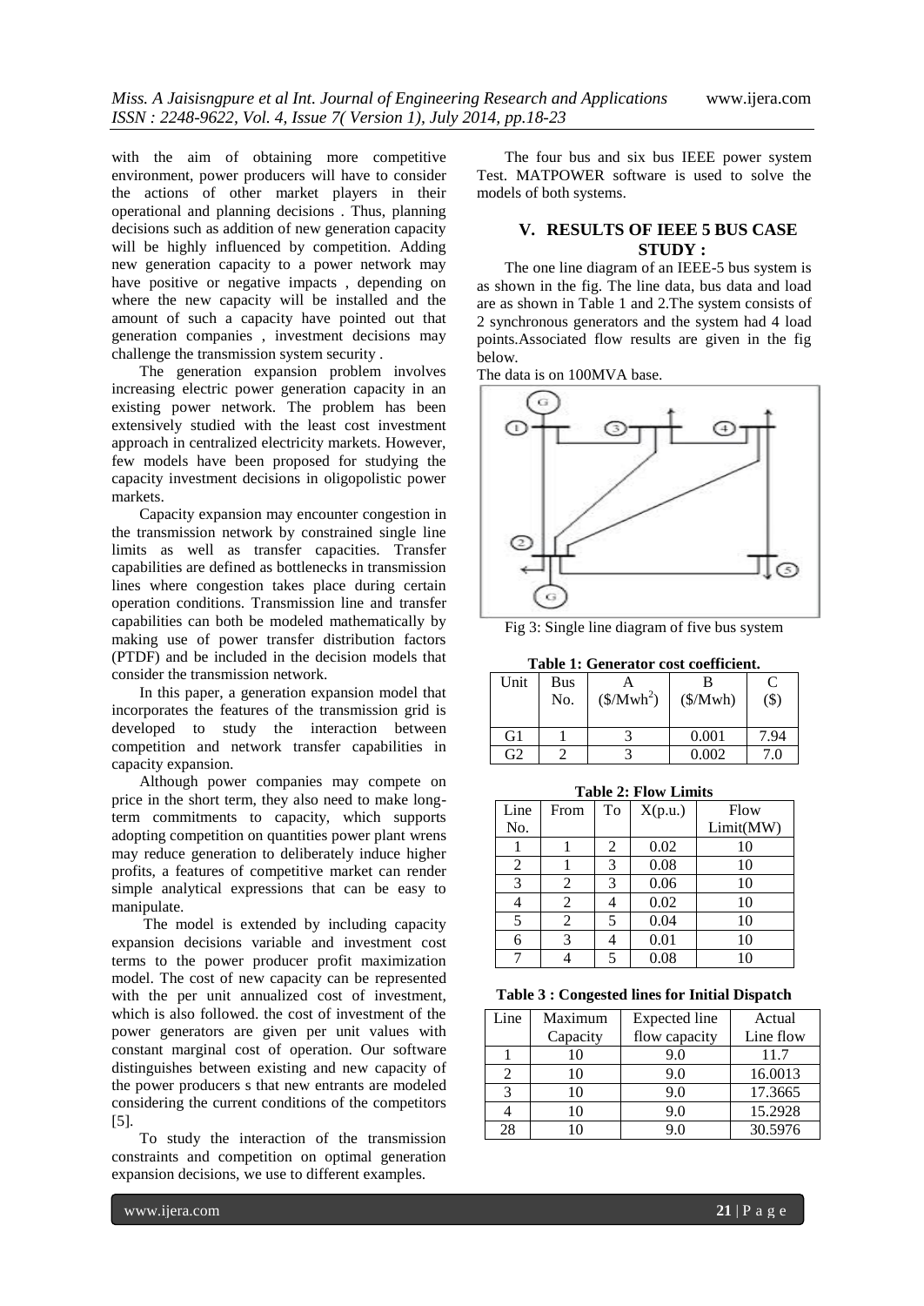with the aim of obtaining more competitive environment, power producers will have to consider the actions of other market players in their operational and planning decisions . Thus, planning decisions such as addition of new generation capacity will be highly influenced by competition. Adding new generation capacity to a power network may have positive or negative impacts , depending on where the new capacity will be installed and the amount of such a capacity have pointed out that generation companies , investment decisions may challenge the transmission system security .

The generation expansion problem involves increasing electric power generation capacity in an existing power network. The problem has been extensively studied with the least cost investment approach in centralized electricity markets. However, few models have been proposed for studying the capacity investment decisions in oligopolistic power markets.

Capacity expansion may encounter congestion in the transmission network by constrained single line limits as well as transfer capacities. Transfer capabilities are defined as bottlenecks in transmission lines where congestion takes place during certain operation conditions. Transmission line and transfer capabilities can both be modeled mathematically by making use of power transfer distribution factors (PTDF) and be included in the decision models that consider the transmission network.

In this paper, a generation expansion model that incorporates the features of the transmission grid is developed to study the interaction between competition and network transfer capabilities in capacity expansion.

Although power companies may compete on price in the short term, they also need to make long-term commitments to capacity, which supports adopting competition on quantities power plant wrens may reduce generation to deliberately induce higher profits, a features of competitive market can render simple analytical expressions that can be easy to manipulate.

The model is extended by including capacity expansion decisions variable and investment cost terms to the power producer profit maximization model. The cost of new capacity can be represented with the per unit annualized cost of investment, which is also followed. the cost of investment of the power generators are given per unit values with constant marginal cost of operation. Our software distinguishes between existing and new capacity of the power producers s that new entrants are modeled considering the current conditions of the competitors [5].

To study the interaction of the transmission constraints and competition on optimal generation expansion decisions, we use to different examples.

The four bus and six bus IEEE power system Test. MATPOWER software is used to solve the models of both systems.

## V. RESULTS OF IEEE 5 BUS CASE STUDY :

The one line diagram of an IEEE-5 bus system is as shown in the fig. The line data, bus data and load are as shown in Table 1 and 2.The system consists of 2 synchronous generators and the system had 4 load points.Associated flow results are given in the fig below.

The data is on 100MVA base.

Fig 3: Single line diagram of five bus system

**Table 1: Generator cost coefficient.**

| Unit | Bus No. | A ($/Mwh$^2$) | B ($/Mwh) | C ($) |
|---|---|---|---|---|
| G1 | 1 | 3 | 0.001 | 7.94 |
| G2 | 2 | 3 | 0.002 | 7.0 |

**Table 2: Flow Limits**

| Line No. | From | To | X(p.u.) | Flow Limit(MW) |
|---|---|---|---|---|
| 1 | 1 | 2 | 0.02 | 10 |
| 2 | 1 | 3 | 0.08 | 10 |
| 3 | 2 | 3 | 0.06 | 10 |
| 4 | 2 | 4 | 0.02 | 10 |
| 5 | 2 | 5 | 0.04 | 10 |
| 6 | 3 | 4 | 0.01 | 10 |
| 7 | 4 | 5 | 0.08 | 10 |

**Table 3 : Congested lines for Initial Dispatch**

| Line | Maximum Capacity | Expected line flow capacity | Actual Line flow |
|---|---|---|---|
| 1 | 10 | 9.0 | 11.7 |
| 2 | 10 | 9.0 | 16.0013 |
| 3 | 10 | 9.0 | 17.3665 |
| 4 | 10 | 9.0 | 15.2928 |
| 28 | 10 | 9.0 | 30.5976 |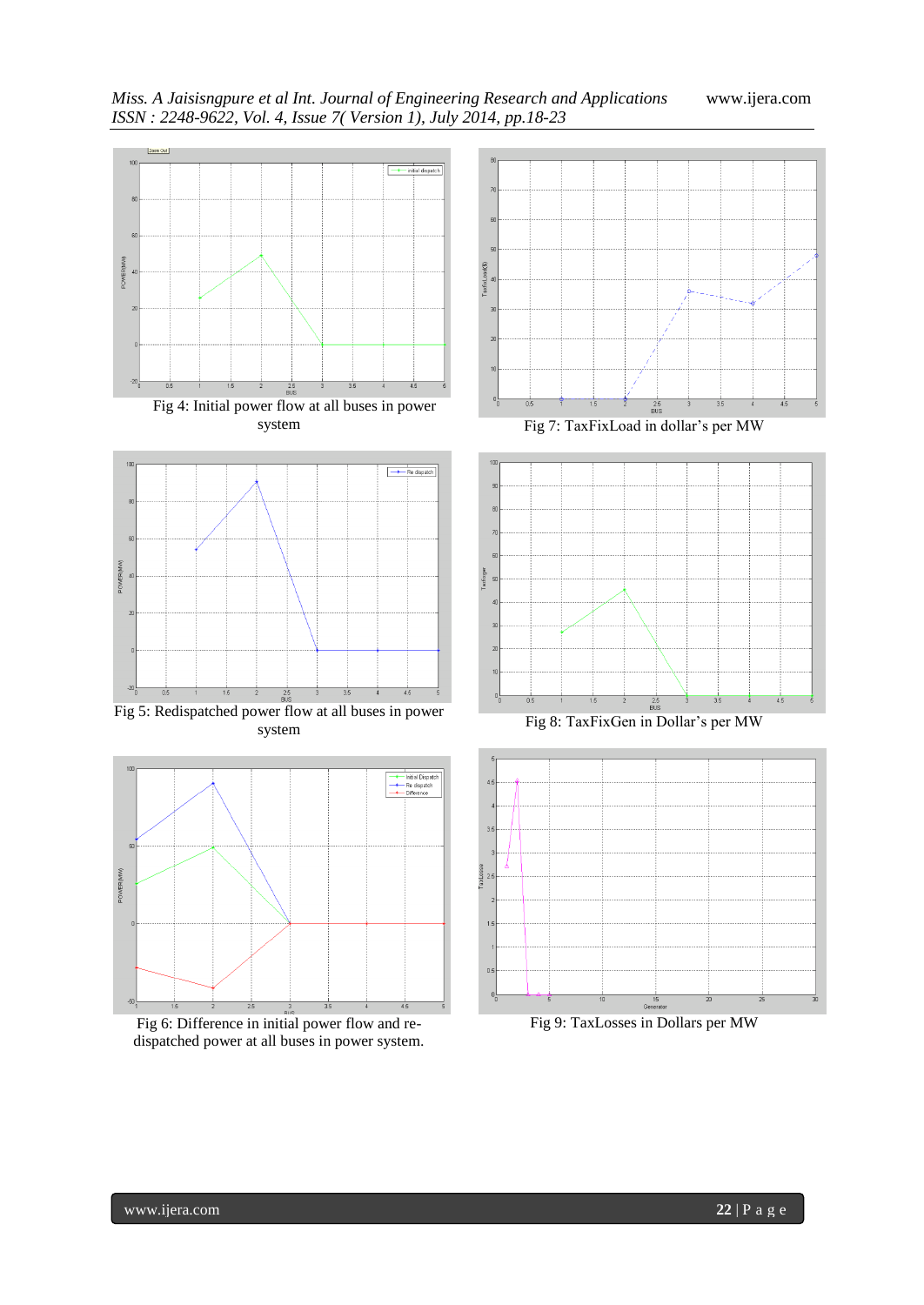Fig 4: Initial power flow at all buses in power system

Fig 7: TaxFixLoad in dollar's per MW

Fig 5: Redispatched power flow at all buses in power system

Fig 8: TaxFixGen in Dollar's per MW

Fig 6: Difference in initial power flow and re-dispatched power at all buses in power system.

Fig 9: TaxLosses in Dollars per MW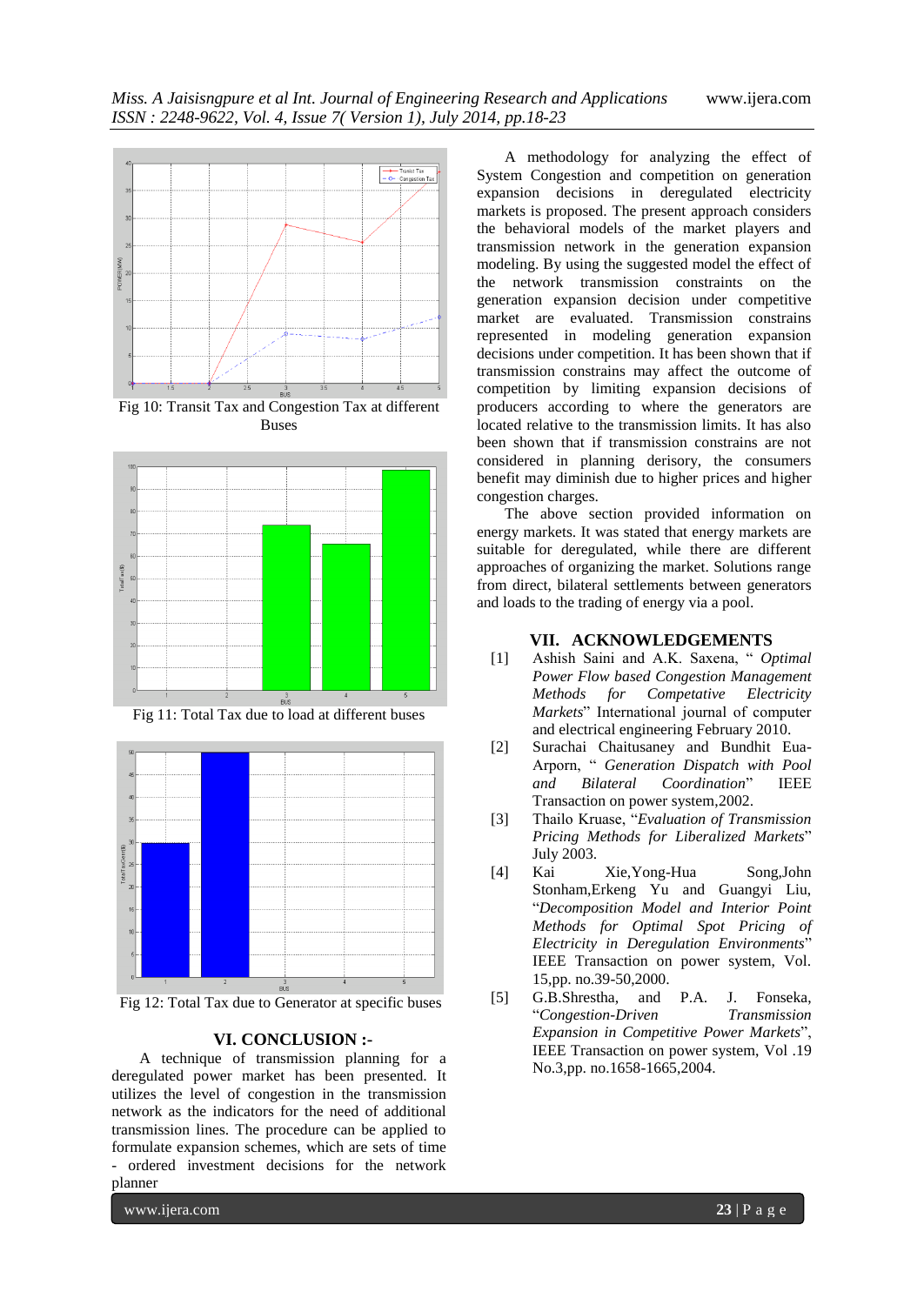Transit Tax
Congestion Tax
POWER(MW)
BUS

Fig 10: Transit Tax and Congestion Tax at different Buses

TotalTax(\$)
BUS

Fig 11: Total Tax due to load at different buses

TotalTaxGen(\$)
BUS

Fig 12: Total Tax due to Generator at specific buses

## VI. CONCLUSION :-

A technique of transmission planning for a deregulated power market has been presented. It utilizes the level of congestion in the transmission network as the indicators for the need of additional transmission lines. The procedure can be applied to formulate expansion schemes, which are sets of time - ordered investment decisions for the network planner

A methodology for analyzing the effect of System Congestion and competition on generation expansion decisions in deregulated electricity markets is proposed. The present approach considers the behavioral models of the market players and transmission network in the generation expansion modeling. By using the suggested model the effect of the network transmission constraints on the generation expansion decision under competitive market are evaluated. Transmission constrains represented in modeling generation expansion decisions under competition. It has been shown that if transmission constrains may affect the outcome of competition by limiting expansion decisions of producers according to where the generators are located relative to the transmission limits. It has also been shown that if transmission constrains are not considered in planning derisory, the consumers benefit may diminish due to higher prices and higher congestion charges.

The above section provided information on energy markets. It was stated that energy markets are suitable for deregulated, while there are different approaches of organizing the market. Solutions range from direct, bilateral settlements between generators and loads to the trading of energy via a pool.

## VII. ACKNOWLEDGEMENTS

[1] Ashish Saini and A.K. Saxena, " *Optimal Power Flow based Congestion Management Methods for Competative Electricity Markets*" International journal of computer and electrical engineering February 2010.

[2] Surachai Chaitusaney and Bundhit Eua-Arporn, " *Generation Dispatch with Pool and Bilateral Coordination*" IEEE Transaction on power system,2002.

[3] Thailo Kruase, "*Evaluation of Transmission Pricing Methods for Liberalized Markets*" July 2003.

[4] Kai Xie,Yong-Hua Song,John Stonham,Erkeng Yu and Guangyi Liu, "*Decomposition Model and Interior Point Methods for Optimal Spot Pricing of Electricity in Deregulation Environments*" IEEE Transaction on power system, Vol. 15,pp. no.39-50,2000.

[5] G.B.Shrestha, and P.A. J. Fonseka, "*Congestion-Driven Transmission Expansion in Competitive Power Markets*", IEEE Transaction on power system, Vol .19 No.3,pp. no.1658-1665,2004.